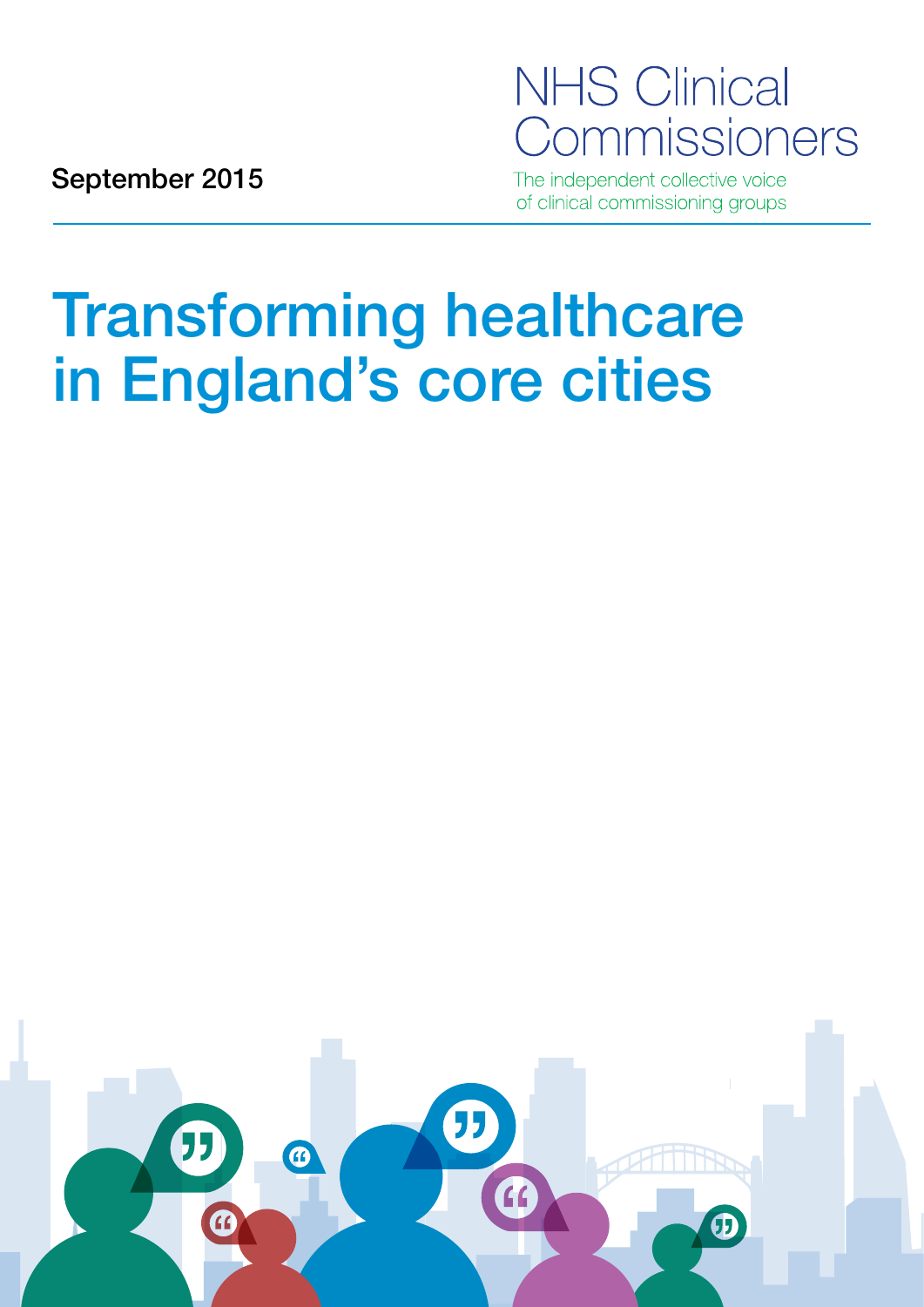September 2015

NHS Clinical Commissioners

The independent collective voice of clinical commissioning groups

# Transforming healthcare in England's core cities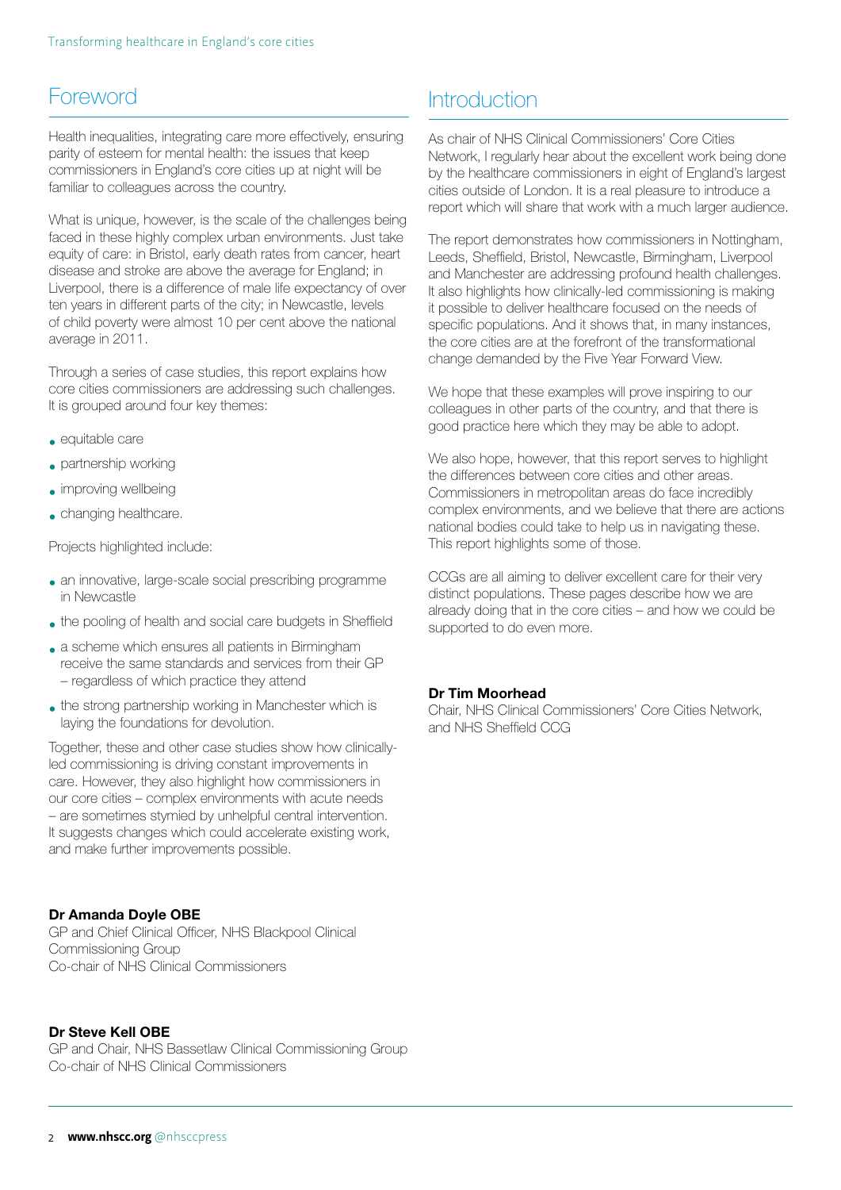## Foreword

Health inequalities, integrating care more effectively, ensuring parity of esteem for mental health: the issues that keep commissioners in England's core cities up at night will be familiar to colleagues across the country.

What is unique, however, is the scale of the challenges being faced in these highly complex urban environments. Just take equity of care: in Bristol, early death rates from cancer, heart disease and stroke are above the average for England; in Liverpool, there is a difference of male life expectancy of over ten years in different parts of the city; in Newcastle, levels of child poverty were almost 10 per cent above the national average in 2011.

Through a series of case studies, this report explains how core cities commissioners are addressing such challenges. It is grouped around four key themes:

- equitable care
- partnership working
- improving wellbeing
- changing healthcare.

Projects highlighted include:

- an innovative, large-scale social prescribing programme in Newcastle
- the pooling of health and social care budgets in Sheffield
- a scheme which ensures all patients in Birmingham receive the same standards and services from their GP – regardless of which practice they attend
- the strong partnership working in Manchester which is laying the foundations for devolution.

Together, these and other case studies show how clinically-led commissioning is driving constant improvements in care. However, they also highlight how commissioners in our core cities – complex environments with acute needs – are sometimes stymied by unhelpful central intervention. It suggests changes which could accelerate existing work, and make further improvements possible.

**Dr Amanda Doyle OBE**
GP and Chief Clinical Officer, NHS Blackpool Clinical Commissioning Group
Co-chair of NHS Clinical Commissioners

**Dr Steve Kell OBE**
GP and Chair, NHS Bassetlaw Clinical Commissioning Group
Co-chair of NHS Clinical Commissioners

## Introduction

As chair of NHS Clinical Commissioners' Core Cities Network, I regularly hear about the excellent work being done by the healthcare commissioners in eight of England's largest cities outside of London. It is a real pleasure to introduce a report which will share that work with a much larger audience.

The report demonstrates how commissioners in Nottingham, Leeds, Sheffield, Bristol, Newcastle, Birmingham, Liverpool and Manchester are addressing profound health challenges. It also highlights how clinically-led commissioning is making it possible to deliver healthcare focused on the needs of specific populations. And it shows that, in many instances, the core cities are at the forefront of the transformational change demanded by the Five Year Forward View.

We hope that these examples will prove inspiring to our colleagues in other parts of the country, and that there is good practice here which they may be able to adopt.

We also hope, however, that this report serves to highlight the differences between core cities and other areas. Commissioners in metropolitan areas do face incredibly complex environments, and we believe that there are actions national bodies could take to help us in navigating these. This report highlights some of those.

CCGs are all aiming to deliver excellent care for their very distinct populations. These pages describe how we are already doing that in the core cities – and how we could be supported to do even more.

**Dr Tim Moorhead**
Chair, NHS Clinical Commissioners' Core Cities Network, and NHS Sheffield CCG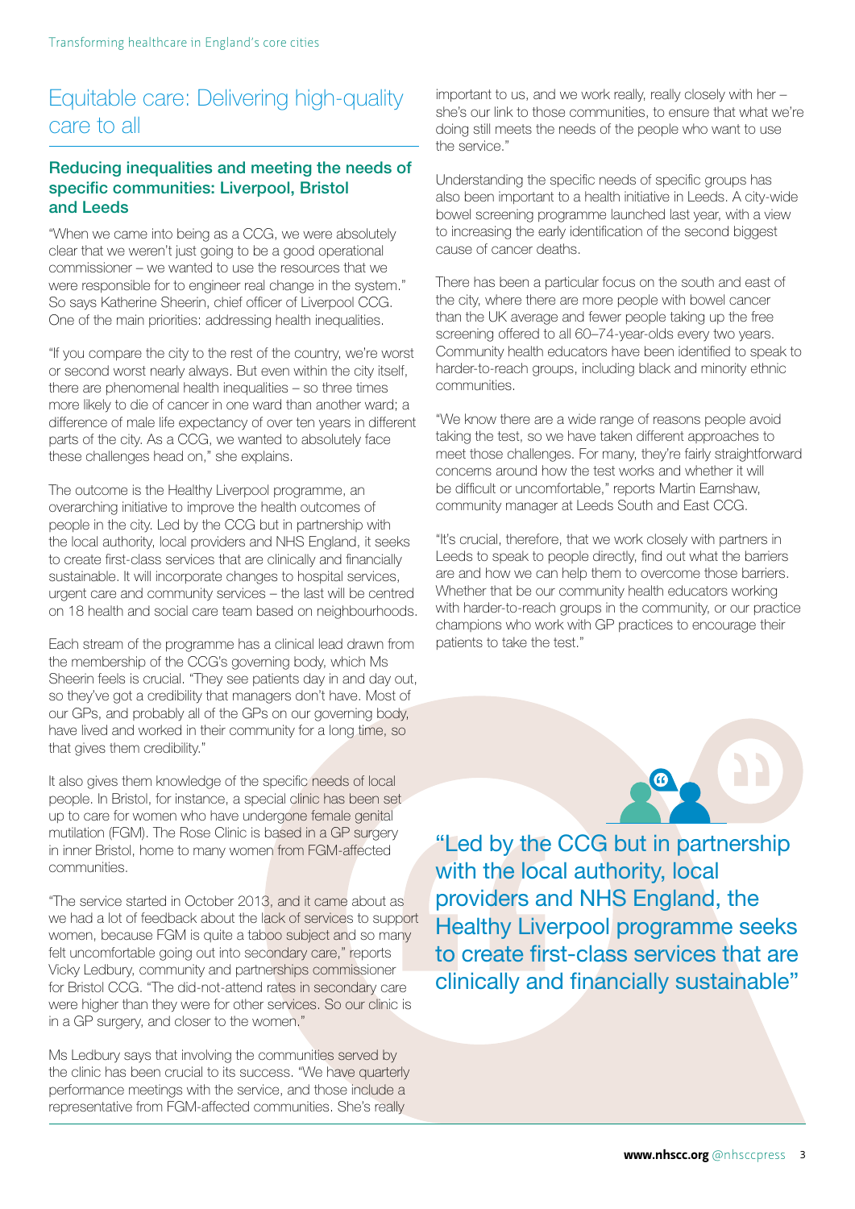# Equitable care: Delivering high-quality care to all

## Reducing inequalities and meeting the needs of specific communities: Liverpool, Bristol and Leeds

"When we came into being as a CCG, we were absolutely clear that we weren't just going to be a good operational commissioner – we wanted to use the resources that we were responsible for to engineer real change in the system." So says Katherine Sheerin, chief officer of Liverpool CCG. One of the main priorities: addressing health inequalities.

"If you compare the city to the rest of the country, we're worst or second worst nearly always. But even within the city itself, there are phenomenal health inequalities – so three times more likely to die of cancer in one ward than another ward; a difference of male life expectancy of over ten years in different parts of the city. As a CCG, we wanted to absolutely face these challenges head on," she explains.

The outcome is the Healthy Liverpool programme, an overarching initiative to improve the health outcomes of people in the city. Led by the CCG but in partnership with the local authority, local providers and NHS England, it seeks to create first-class services that are clinically and financially sustainable. It will incorporate changes to hospital services, urgent care and community services – the last will be centred on 18 health and social care team based on neighbourhoods.

Each stream of the programme has a clinical lead drawn from the membership of the CCG's governing body, which Ms Sheerin feels is crucial. "They see patients day in and day out, so they've got a credibility that managers don't have. Most of our GPs, and probably all of the GPs on our governing body, have lived and worked in their community for a long time, so that gives them credibility."

It also gives them knowledge of the specific needs of local people. In Bristol, for instance, a special clinic has been set up to care for women who have undergone female genital mutilation (FGM). The Rose Clinic is based in a GP surgery in inner Bristol, home to many women from FGM-affected communities.

"The service started in October 2013, and it came about as we had a lot of feedback about the lack of services to support women, because FGM is quite a taboo subject and so many felt uncomfortable going out into secondary care," reports Vicky Ledbury, community and partnerships commissioner for Bristol CCG. "The did-not-attend rates in secondary care were higher than they were for other services. So our clinic is in a GP surgery, and closer to the women."

Ms Ledbury says that involving the communities served by the clinic has been crucial to its success. "We have quarterly performance meetings with the service, and those include a representative from FGM-affected communities. She's really important to us, and we work really, really closely with her – she's our link to those communities, to ensure that what we're doing still meets the needs of the people who want to use the service."

Understanding the specific needs of specific groups has also been important to a health initiative in Leeds. A city-wide bowel screening programme launched last year, with a view to increasing the early identification of the second biggest cause of cancer deaths.

There has been a particular focus on the south and east of the city, where there are more people with bowel cancer than the UK average and fewer people taking up the free screening offered to all 60–74-year-olds every two years. Community health educators have been identified to speak to harder-to-reach groups, including black and minority ethnic communities.

"We know there are a wide range of reasons people avoid taking the test, so we have taken different approaches to meet those challenges. For many, they're fairly straightforward concerns around how the test works and whether it will be difficult or uncomfortable," reports Martin Earnshaw, community manager at Leeds South and East CCG.

"It's crucial, therefore, that we work closely with partners in Leeds to speak to people directly, find out what the barriers are and how we can help them to overcome those barriers. Whether that be our community health educators working with harder-to-reach groups in the community, or our practice champions who work with GP practices to encourage their patients to take the test."

> "Led by the CCG but in partnership with the local authority, local providers and NHS England, the Healthy Liverpool programme seeks to create first-class services that are clinically and financially sustainable"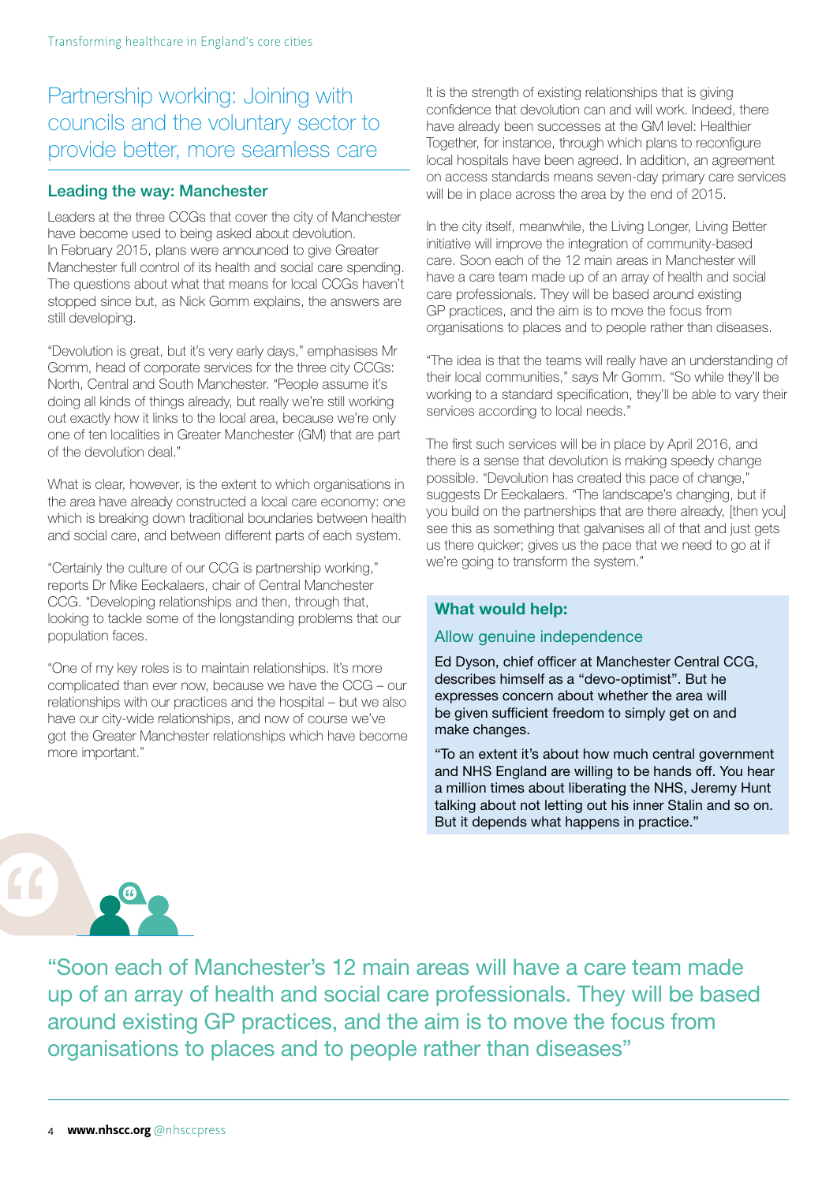## Partnership working: Joining with councils and the voluntary sector to provide better, more seamless care

### Leading the way: Manchester

Leaders at the three CCGs that cover the city of Manchester have become used to being asked about devolution. In February 2015, plans were announced to give Greater Manchester full control of its health and social care spending. The questions about what that means for local CCGs haven't stopped since but, as Nick Gomm explains, the answers are still developing.

"Devolution is great, but it's very early days," emphasises Mr Gomm, head of corporate services for the three city CCGs: North, Central and South Manchester. "People assume it's doing all kinds of things already, but really we're still working out exactly how it links to the local area, because we're only one of ten localities in Greater Manchester (GM) that are part of the devolution deal."

What is clear, however, is the extent to which organisations in the area have already constructed a local care economy: one which is breaking down traditional boundaries between health and social care, and between different parts of each system.

"Certainly the culture of our CCG is partnership working," reports Dr Mike Eeckalaers, chair of Central Manchester CCG. "Developing relationships and then, through that, looking to tackle some of the longstanding problems that our population faces.

"One of my key roles is to maintain relationships. It's more complicated than ever now, because we have the CCG – our relationships with our practices and the hospital – but we also have our city-wide relationships, and now of course we've got the Greater Manchester relationships which have become more important."

It is the strength of existing relationships that is giving confidence that devolution can and will work. Indeed, there have already been successes at the GM level: Healthier Together, for instance, through which plans to reconfigure local hospitals have been agreed. In addition, an agreement on access standards means seven-day primary care services will be in place across the area by the end of 2015.

In the city itself, meanwhile, the Living Longer, Living Better initiative will improve the integration of community-based care. Soon each of the 12 main areas in Manchester will have a care team made up of an array of health and social care professionals. They will be based around existing GP practices, and the aim is to move the focus from organisations to places and to people rather than diseases.

"The idea is that the teams will really have an understanding of their local communities," says Mr Gomm. "So while they'll be working to a standard specification, they'll be able to vary their services according to local needs."

The first such services will be in place by April 2016, and there is a sense that devolution is making speedy change possible. "Devolution has created this pace of change," suggests Dr Eeckalaers. "The landscape's changing, but if you build on the partnerships that are there already, [then you] see this as something that galvanises all of that and just gets us there quicker; gives us the pace that we need to go at if we're going to transform the system."

### What would help:

#### Allow genuine independence

Ed Dyson, chief officer at Manchester Central CCG, describes himself as a "devo-optimist". But he expresses concern about whether the area will be given sufficient freedom to simply get on and make changes.

"To an extent it's about how much central government and NHS England are willing to be hands off. You hear a million times about liberating the NHS, Jeremy Hunt talking about not letting out his inner Stalin and so on. But it depends what happens in practice."

> "Soon each of Manchester's 12 main areas will have a care team made up of an array of health and social care professionals. They will be based around existing GP practices, and the aim is to move the focus from organisations to places and to people rather than diseases"

**www.nhscc.org** @nhsccpress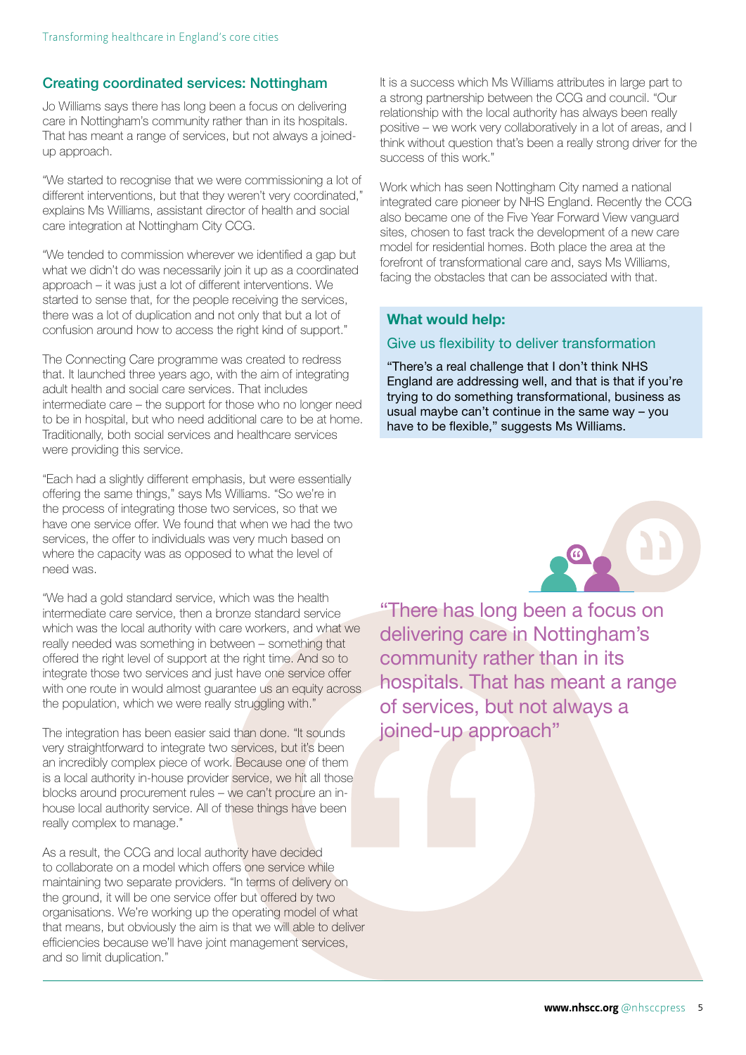## Creating coordinated services: Nottingham

Jo Williams says there has long been a focus on delivering care in Nottingham's community rather than in its hospitals. That has meant a range of services, but not always a joined-up approach.

"We started to recognise that we were commissioning a lot of different interventions, but that they weren't very coordinated," explains Ms Williams, assistant director of health and social care integration at Nottingham City CCG.

"We tended to commission wherever we identified a gap but what we didn't do was necessarily join it up as a coordinated approach – it was just a lot of different interventions. We started to sense that, for the people receiving the services, there was a lot of duplication and not only that but a lot of confusion around how to access the right kind of support."

The Connecting Care programme was created to redress that. It launched three years ago, with the aim of integrating adult health and social care services. That includes intermediate care – the support for those who no longer need to be in hospital, but who need additional care to be at home. Traditionally, both social services and healthcare services were providing this service.

"Each had a slightly different emphasis, but were essentially offering the same things," says Ms Williams. "So we're in the process of integrating those two services, so that we have one service offer. We found that when we had the two services, the offer to individuals was very much based on where the capacity was as opposed to what the level of need was.

"We had a gold standard service, which was the health intermediate care service, then a bronze standard service which was the local authority with care workers, and what we really needed was something in between – something that offered the right level of support at the right time. And so to integrate those two services and just have one service offer with one route in would almost guarantee us an equity across the population, which we were really struggling with."

The integration has been easier said than done. "It sounds very straightforward to integrate two services, but it's been an incredibly complex piece of work. Because one of them is a local authority in-house provider service, we hit all those blocks around procurement rules – we can't procure an in-house local authority service. All of these things have been really complex to manage."

As a result, the CCG and local authority have decided to collaborate on a model which offers one service while maintaining two separate providers. "In terms of delivery on the ground, it will be one service offer but offered by two organisations. We're working up the operating model of what that means, but obviously the aim is that we will able to deliver efficiencies because we'll have joint management services, and so limit duplication."

It is a success which Ms Williams attributes in large part to a strong partnership between the CCG and council. "Our relationship with the local authority has always been really positive – we work very collaboratively in a lot of areas, and I think without question that's been a really strong driver for the success of this work."

Work which has seen Nottingham City named a national integrated care pioneer by NHS England. Recently the CCG also became one of the Five Year Forward View vanguard sites, chosen to fast track the development of a new care model for residential homes. Both place the area at the forefront of transformational care and, says Ms Williams, facing the obstacles that can be associated with that.

### What would help:

#### Give us flexibility to deliver transformation

"There's a real challenge that I don't think NHS England are addressing well, and that is that if you're trying to do something transformational, business as usual maybe can't continue in the same way – you have to be flexible," suggests Ms Williams.

"There has long been a focus on delivering care in Nottingham's community rather than in its hospitals. That has meant a range of services, but not always a joined-up approach"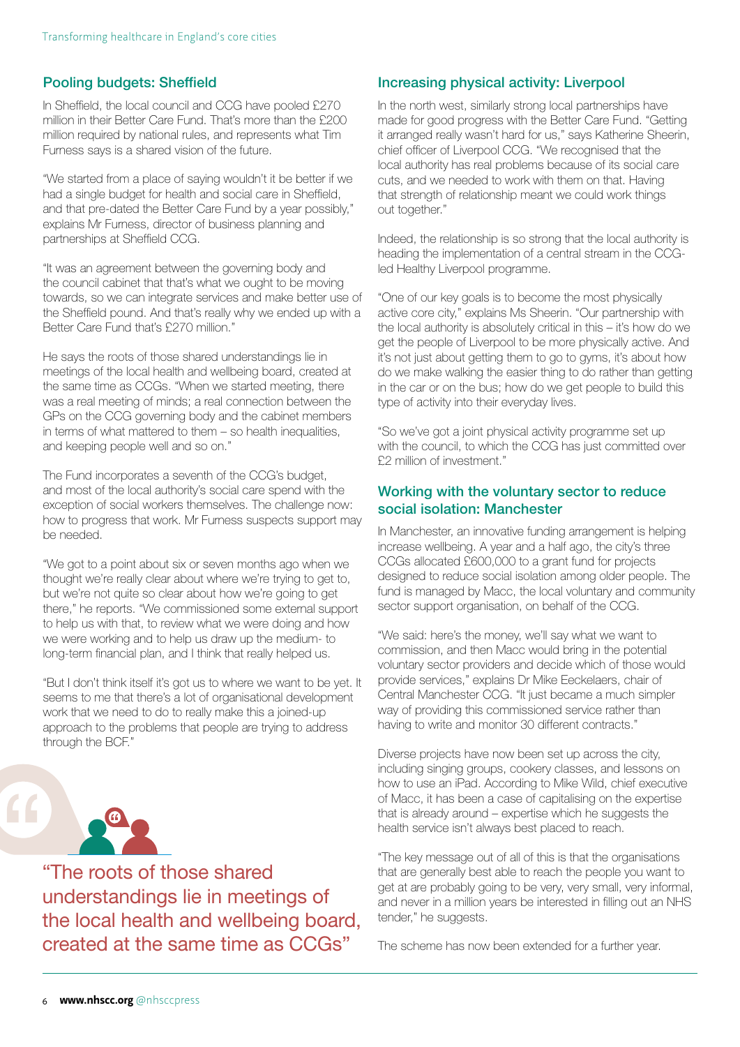## Pooling budgets: Sheffield

In Sheffield, the local council and CCG have pooled £270 million in their Better Care Fund. That's more than the £200 million required by national rules, and represents what Tim Furness says is a shared vision of the future.

"We started from a place of saying wouldn't it be better if we had a single budget for health and social care in Sheffield, and that pre-dated the Better Care Fund by a year possibly," explains Mr Furness, director of business planning and partnerships at Sheffield CCG.

"It was an agreement between the governing body and the council cabinet that that's what we ought to be moving towards, so we can integrate services and make better use of the Sheffield pound. And that's really why we ended up with a Better Care Fund that's £270 million."

He says the roots of those shared understandings lie in meetings of the local health and wellbeing board, created at the same time as CCGs. "When we started meeting, there was a real meeting of minds; a real connection between the GPs on the CCG governing body and the cabinet members in terms of what mattered to them – so health inequalities, and keeping people well and so on."

The Fund incorporates a seventh of the CCG's budget, and most of the local authority's social care spend with the exception of social workers themselves. The challenge now: how to progress that work. Mr Furness suspects support may be needed.

"We got to a point about six or seven months ago when we thought we're really clear about where we're trying to get to, but we're not quite so clear about how we're going to get there," he reports. "We commissioned some external support to help us with that, to review what we were doing and how we were working and to help us draw up the medium- to long-term financial plan, and I think that really helped us.

"But I don't think itself it's got us to where we want to be yet. It seems to me that there's a lot of organisational development work that we need to do to really make this a joined-up approach to the problems that people are trying to address through the BCF."

"The roots of those shared understandings lie in meetings of the local health and wellbeing board, created at the same time as CCGs"

## Increasing physical activity: Liverpool

In the north west, similarly strong local partnerships have made for good progress with the Better Care Fund. "Getting it arranged really wasn't hard for us," says Katherine Sheerin, chief officer of Liverpool CCG. "We recognised that the local authority has real problems because of its social care cuts, and we needed to work with them on that. Having that strength of relationship meant we could work things out together."

Indeed, the relationship is so strong that the local authority is heading the implementation of a central stream in the CCG-led Healthy Liverpool programme.

"One of our key goals is to become the most physically active core city," explains Ms Sheerin. "Our partnership with the local authority is absolutely critical in this – it's how do we get the people of Liverpool to be more physically active. And it's not just about getting them to go to gyms, it's about how do we make walking the easier thing to do rather than getting in the car or on the bus; how do we get people to build this type of activity into their everyday lives.

"So we've got a joint physical activity programme set up with the council, to which the CCG has just committed over £2 million of investment."

## Working with the voluntary sector to reduce social isolation: Manchester

In Manchester, an innovative funding arrangement is helping increase wellbeing. A year and a half ago, the city's three CCGs allocated £600,000 to a grant fund for projects designed to reduce social isolation among older people. The fund is managed by Macc, the local voluntary and community sector support organisation, on behalf of the CCG.

"We said: here's the money, we'll say what we want to commission, and then Macc would bring in the potential voluntary sector providers and decide which of those would provide services," explains Dr Mike Eeckelaers, chair of Central Manchester CCG. "It just became a much simpler way of providing this commissioned service rather than having to write and monitor 30 different contracts."

Diverse projects have now been set up across the city, including singing groups, cookery classes, and lessons on how to use an iPad. According to Mike Wild, chief executive of Macc, it has been a case of capitalising on the expertise that is already around – expertise which he suggests the health service isn't always best placed to reach.

"The key message out of all of this is that the organisations that are generally best able to reach the people you want to get at are probably going to be very, very small, very informal, and never in a million years be interested in filling out an NHS tender," he suggests.

The scheme has now been extended for a further year.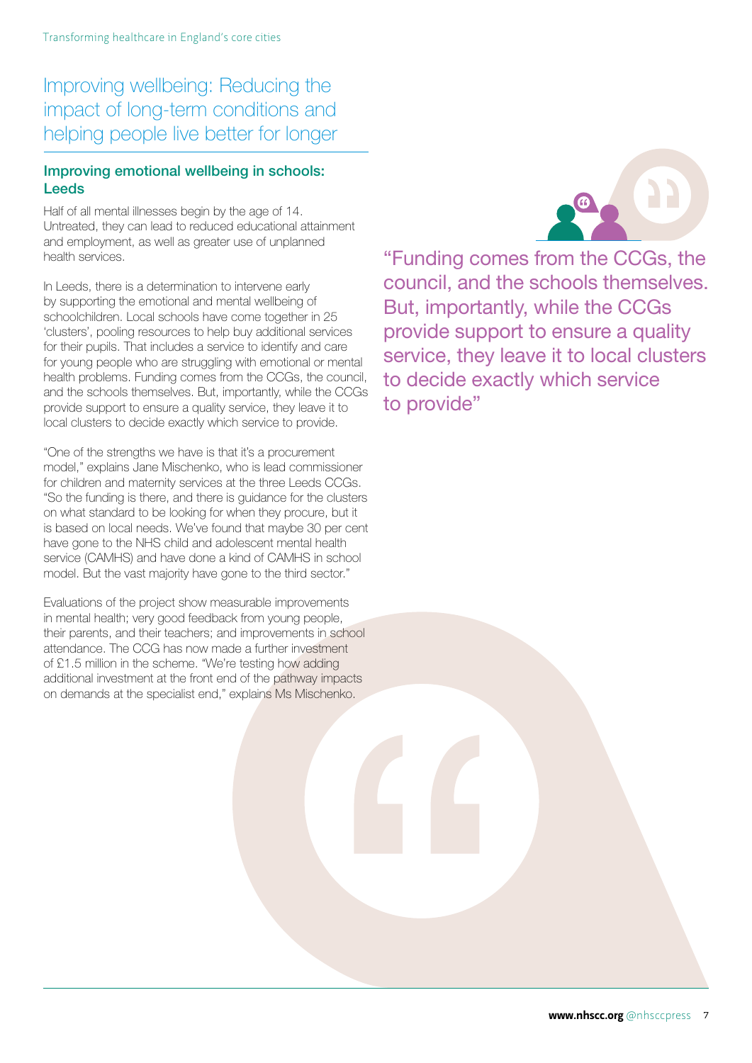## Improving wellbeing: Reducing the impact of long-term conditions and helping people live better for longer

### Improving emotional wellbeing in schools: Leeds

Half of all mental illnesses begin by the age of 14. Untreated, they can lead to reduced educational attainment and employment, as well as greater use of unplanned health services.

In Leeds, there is a determination to intervene early by supporting the emotional and mental wellbeing of schoolchildren. Local schools have come together in 25 'clusters', pooling resources to help buy additional services for their pupils. That includes a service to identify and care for young people who are struggling with emotional or mental health problems. Funding comes from the CCGs, the council, and the schools themselves. But, importantly, while the CCGs provide support to ensure a quality service, they leave it to local clusters to decide exactly which service to provide.

"One of the strengths we have is that it's a procurement model," explains Jane Mischenko, who is lead commissioner for children and maternity services at the three Leeds CCGs. "So the funding is there, and there is guidance for the clusters on what standard to be looking for when they procure, but it is based on local needs. We've found that maybe 30 per cent have gone to the NHS child and adolescent mental health service (CAMHS) and have done a kind of CAMHS in school model. But the vast majority have gone to the third sector."

Evaluations of the project show measurable improvements in mental health; very good feedback from young people, their parents, and their teachers; and improvements in school attendance. The CCG has now made a further investment of £1.5 million in the scheme. "We're testing how adding additional investment at the front end of the pathway impacts on demands at the specialist end," explains Ms Mischenko.

> "Funding comes from the CCGs, the council, and the schools themselves. But, importantly, while the CCGs provide support to ensure a quality service, they leave it to local clusters to decide exactly which service to provide"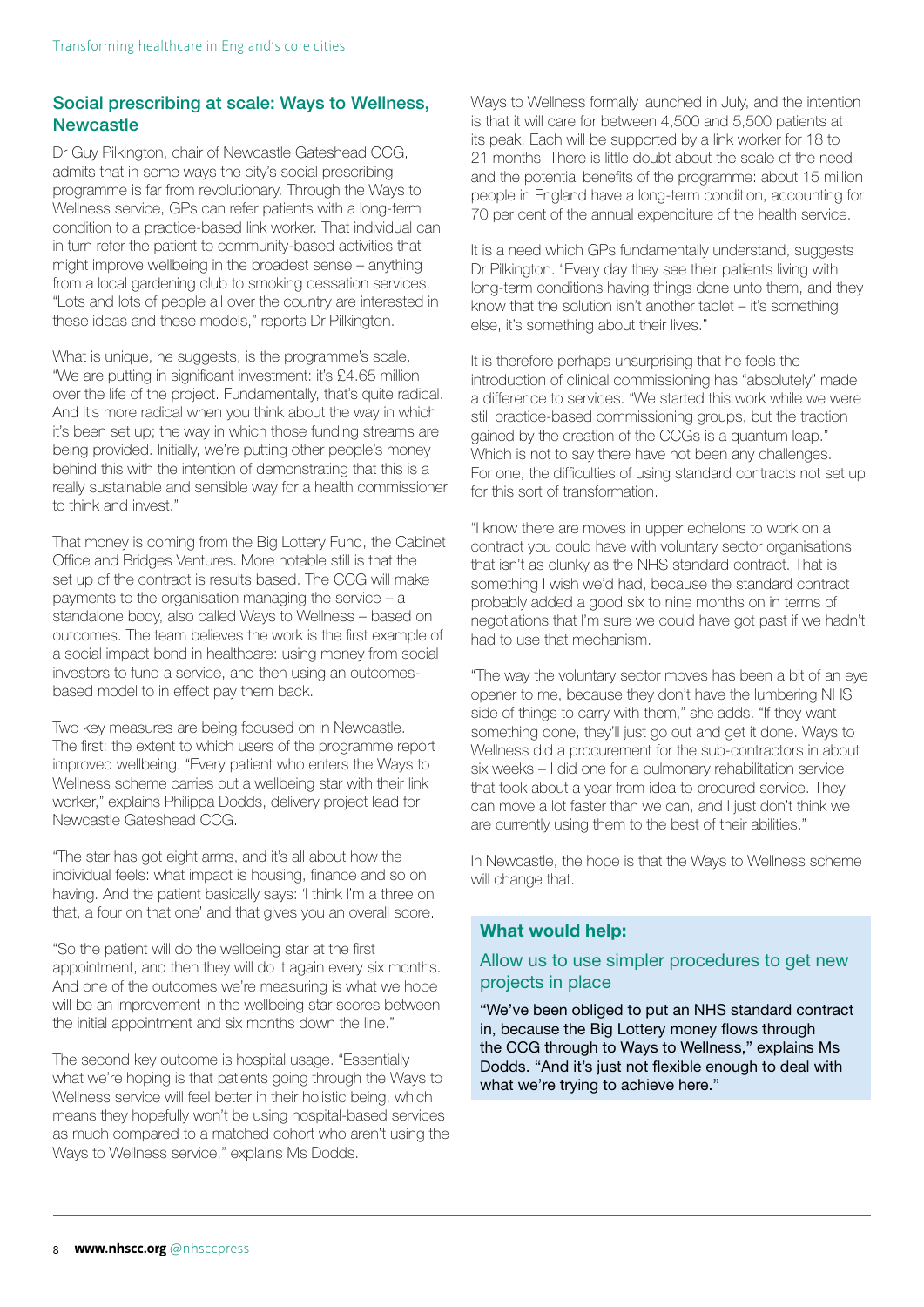## Social prescribing at scale: Ways to Wellness, Newcastle

Dr Guy Pilkington, chair of Newcastle Gateshead CCG, admits that in some ways the city's social prescribing programme is far from revolutionary. Through the Ways to Wellness service, GPs can refer patients with a long-term condition to a practice-based link worker. That individual can in turn refer the patient to community-based activities that might improve wellbeing in the broadest sense – anything from a local gardening club to smoking cessation services. "Lots and lots of people all over the country are interested in these ideas and these models," reports Dr Pilkington.

What is unique, he suggests, is the programme's scale. "We are putting in significant investment: it's £4.65 million over the life of the project. Fundamentally, that's quite radical. And it's more radical when you think about the way in which it's been set up; the way in which those funding streams are being provided. Initially, we're putting other people's money behind this with the intention of demonstrating that this is a really sustainable and sensible way for a health commissioner to think and invest."

That money is coming from the Big Lottery Fund, the Cabinet Office and Bridges Ventures. More notable still is that the set up of the contract is results based. The CCG will make payments to the organisation managing the service – a standalone body, also called Ways to Wellness – based on outcomes. The team believes the work is the first example of a social impact bond in healthcare: using money from social investors to fund a service, and then using an outcomes-based model to in effect pay them back.

Two key measures are being focused on in Newcastle. The first: the extent to which users of the programme report improved wellbeing. "Every patient who enters the Ways to Wellness scheme carries out a wellbeing star with their link worker," explains Philippa Dodds, delivery project lead for Newcastle Gateshead CCG.

"The star has got eight arms, and it's all about how the individual feels: what impact is housing, finance and so on having. And the patient basically says: 'I think I'm a three on that, a four on that one' and that gives you an overall score.

"So the patient will do the wellbeing star at the first appointment, and then they will do it again every six months. And one of the outcomes we're measuring is what we hope will be an improvement in the wellbeing star scores between the initial appointment and six months down the line."

The second key outcome is hospital usage. "Essentially what we're hoping is that patients going through the Ways to Wellness service will feel better in their holistic being, which means they hopefully won't be using hospital-based services as much compared to a matched cohort who aren't using the Ways to Wellness service," explains Ms Dodds.

Ways to Wellness formally launched in July, and the intention is that it will care for between 4,500 and 5,500 patients at its peak. Each will be supported by a link worker for 18 to 21 months. There is little doubt about the scale of the need and the potential benefits of the programme: about 15 million people in England have a long-term condition, accounting for 70 per cent of the annual expenditure of the health service.

It is a need which GPs fundamentally understand, suggests Dr Pilkington. "Every day they see their patients living with long-term conditions having things done unto them, and they know that the solution isn't another tablet – it's something else, it's something about their lives."

It is therefore perhaps unsurprising that he feels the introduction of clinical commissioning has "absolutely" made a difference to services. "We started this work while we were still practice-based commissioning groups, but the traction gained by the creation of the CCGs is a quantum leap." Which is not to say there have not been any challenges. For one, the difficulties of using standard contracts not set up for this sort of transformation.

"I know there are moves in upper echelons to work on a contract you could have with voluntary sector organisations that isn't as clunky as the NHS standard contract. That is something I wish we'd had, because the standard contract probably added a good six to nine months on in terms of negotiations that I'm sure we could have got past if we hadn't had to use that mechanism.

"The way the voluntary sector moves has been a bit of an eye opener to me, because they don't have the lumbering NHS side of things to carry with them," she adds. "If they want something done, they'll just go out and get it done. Ways to Wellness did a procurement for the sub-contractors in about six weeks – I did one for a pulmonary rehabilitation service that took about a year from idea to procured service. They can move a lot faster than we can, and I just don't think we are currently using them to the best of their abilities."

In Newcastle, the hope is that the Ways to Wellness scheme will change that.

### What would help:

#### Allow us to use simpler procedures to get new projects in place

"We've been obliged to put an NHS standard contract in, because the Big Lottery money flows through the CCG through to Ways to Wellness," explains Ms Dodds. "And it's just not flexible enough to deal with what we're trying to achieve here."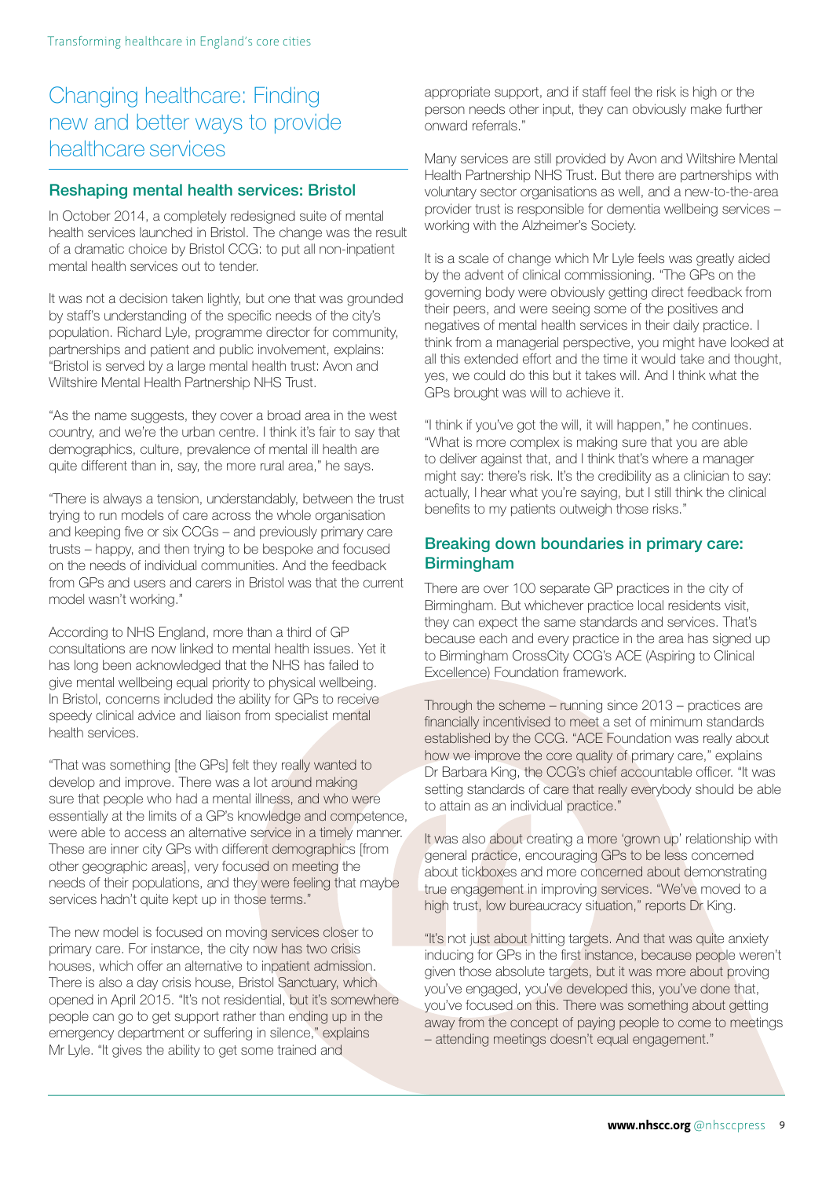# Changing healthcare: Finding new and better ways to provide healthcare services

## Reshaping mental health services: Bristol

In October 2014, a completely redesigned suite of mental health services launched in Bristol. The change was the result of a dramatic choice by Bristol CCG: to put all non-inpatient mental health services out to tender.

It was not a decision taken lightly, but one that was grounded by staff's understanding of the specific needs of the city's population. Richard Lyle, programme director for community, partnerships and patient and public involvement, explains: "Bristol is served by a large mental health trust: Avon and Wiltshire Mental Health Partnership NHS Trust.

"As the name suggests, they cover a broad area in the west country, and we're the urban centre. I think it's fair to say that demographics, culture, prevalence of mental ill health are quite different than in, say, the more rural area," he says.

"There is always a tension, understandably, between the trust trying to run models of care across the whole organisation and keeping five or six CCGs – and previously primary care trusts – happy, and then trying to be bespoke and focused on the needs of individual communities. And the feedback from GPs and users and carers in Bristol was that the current model wasn't working."

According to NHS England, more than a third of GP consultations are now linked to mental health issues. Yet it has long been acknowledged that the NHS has failed to give mental wellbeing equal priority to physical wellbeing. In Bristol, concerns included the ability for GPs to receive speedy clinical advice and liaison from specialist mental health services.

"That was something [the GPs] felt they really wanted to develop and improve. There was a lot around making sure that people who had a mental illness, and who were essentially at the limits of a GP's knowledge and competence, were able to access an alternative service in a timely manner. These are inner city GPs with different demographics [from other geographic areas], very focused on meeting the needs of their populations, and they were feeling that maybe services hadn't quite kept up in those terms."

The new model is focused on moving services closer to primary care. For instance, the city now has two crisis houses, which offer an alternative to inpatient admission. There is also a day crisis house, Bristol Sanctuary, which opened in April 2015. "It's not residential, but it's somewhere people can go to get support rather than ending up in the emergency department or suffering in silence," explains Mr Lyle. "It gives the ability to get some trained and appropriate support, and if staff feel the risk is high or the person needs other input, they can obviously make further onward referrals."

Many services are still provided by Avon and Wiltshire Mental Health Partnership NHS Trust. But there are partnerships with voluntary sector organisations as well, and a new-to-the-area provider trust is responsible for dementia wellbeing services – working with the Alzheimer's Society.

It is a scale of change which Mr Lyle feels was greatly aided by the advent of clinical commissioning. "The GPs on the governing body were obviously getting direct feedback from their peers, and were seeing some of the positives and negatives of mental health services in their daily practice. I think from a managerial perspective, you might have looked at all this extended effort and the time it would take and thought, yes, we could do this but it takes will. And I think what the GPs brought was will to achieve it.

"I think if you've got the will, it will happen," he continues. "What is more complex is making sure that you are able to deliver against that, and I think that's where a manager might say: there's risk. It's the credibility as a clinician to say: actually, I hear what you're saying, but I still think the clinical benefits to my patients outweigh those risks."

## Breaking down boundaries in primary care: Birmingham

There are over 100 separate GP practices in the city of Birmingham. But whichever practice local residents visit, they can expect the same standards and services. That's because each and every practice in the area has signed up to Birmingham CrossCity CCG's ACE (Aspiring to Clinical Excellence) Foundation framework.

Through the scheme – running since 2013 – practices are financially incentivised to meet a set of minimum standards established by the CCG. "ACE Foundation was really about how we improve the core quality of primary care," explains Dr Barbara King, the CCG's chief accountable officer. "It was setting standards of care that really everybody should be able to attain as an individual practice."

It was also about creating a more 'grown up' relationship with general practice, encouraging GPs to be less concerned about tickboxes and more concerned about demonstrating true engagement in improving services. "We've moved to a high trust, low bureaucracy situation," reports Dr King.

"It's not just about hitting targets. And that was quite anxiety inducing for GPs in the first instance, because people weren't given those absolute targets, but it was more about proving you've engaged, you've developed this, you've done that, you've focused on this. There was something about getting away from the concept of paying people to come to meetings – attending meetings doesn't equal engagement."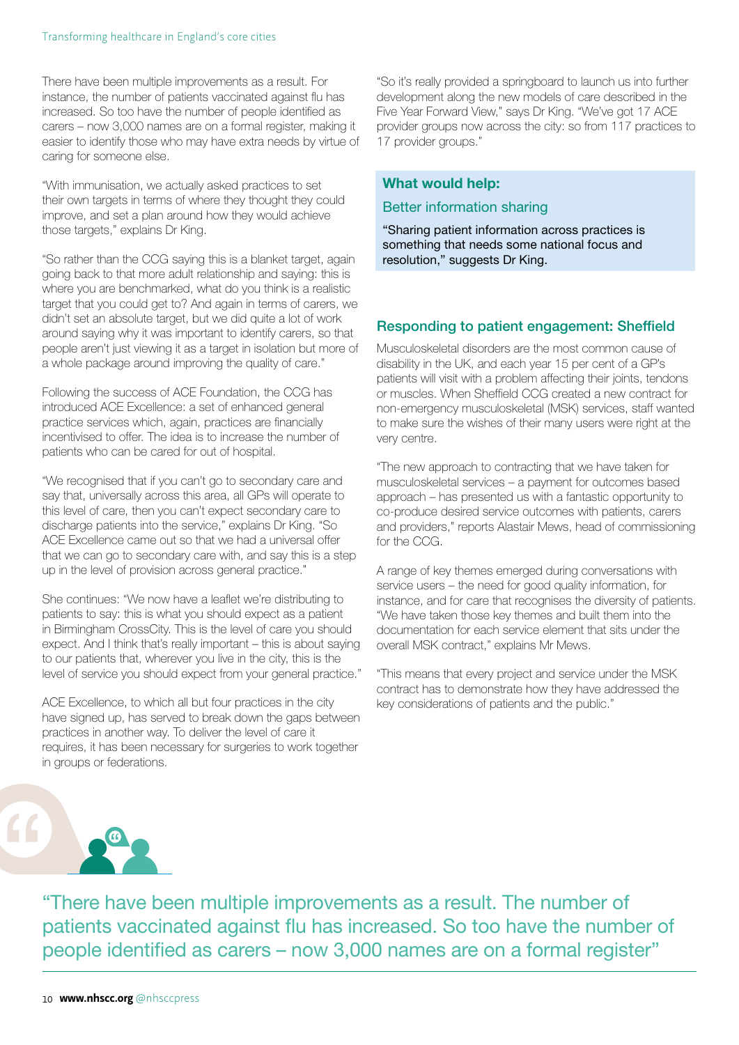There have been multiple improvements as a result. For instance, the number of patients vaccinated against flu has increased. So too have the number of people identified as carers – now 3,000 names are on a formal register, making it easier to identify those who may have extra needs by virtue of caring for someone else.

"With immunisation, we actually asked practices to set their own targets in terms of where they thought they could improve, and set a plan around how they would achieve those targets," explains Dr King.

"So rather than the CCG saying this is a blanket target, again going back to that more adult relationship and saying: this is where you are benchmarked, what do you think is a realistic target that you could get to? And again in terms of carers, we didn't set an absolute target, but we did quite a lot of work around saying why it was important to identify carers, so that people aren't just viewing it as a target in isolation but more of a whole package around improving the quality of care."

Following the success of ACE Foundation, the CCG has introduced ACE Excellence: a set of enhanced general practice services which, again, practices are financially incentivised to offer. The idea is to increase the number of patients who can be cared for out of hospital.

"We recognised that if you can't go to secondary care and say that, universally across this area, all GPs will operate to this level of care, then you can't expect secondary care to discharge patients into the service," explains Dr King. "So ACE Excellence came out so that we had a universal offer that we can go to secondary care with, and say this is a step up in the level of provision across general practice."

She continues: "We now have a leaflet we're distributing to patients to say: this is what you should expect as a patient in Birmingham CrossCity. This is the level of care you should expect. And I think that's really important – this is about saying to our patients that, wherever you live in the city, this is the level of service you should expect from your general practice."

ACE Excellence, to which all but four practices in the city have signed up, has served to break down the gaps between practices in another way. To deliver the level of care it requires, it has been necessary for surgeries to work together in groups or federations.

"So it's really provided a springboard to launch us into further development along the new models of care described in the Five Year Forward View," says Dr King. "We've got 17 ACE provider groups now across the city: so from 117 practices to 17 provider groups."

### What would help:

**Better information sharing**

"Sharing patient information across practices is something that needs some national focus and resolution," suggests Dr King.

## Responding to patient engagement: Sheffield

Musculoskeletal disorders are the most common cause of disability in the UK, and each year 15 per cent of a GP's patients will visit with a problem affecting their joints, tendons or muscles. When Sheffield CCG created a new contract for non-emergency musculoskeletal (MSK) services, staff wanted to make sure the wishes of their many users were right at the very centre.

"The new approach to contracting that we have taken for musculoskeletal services – a payment for outcomes based approach – has presented us with a fantastic opportunity to co-produce desired service outcomes with patients, carers and providers," reports Alastair Mews, head of commissioning for the CCG.

A range of key themes emerged during conversations with service users – the need for good quality information, for instance, and for care that recognises the diversity of patients. "We have taken those key themes and built them into the documentation for each service element that sits under the overall MSK contract," explains Mr Mews.

"This means that every project and service under the MSK contract has to demonstrate how they have addressed the key considerations of patients and the public."

> "There have been multiple improvements as a result. The number of patients vaccinated against flu has increased. So too have the number of people identified as carers – now 3,000 names are on a formal register"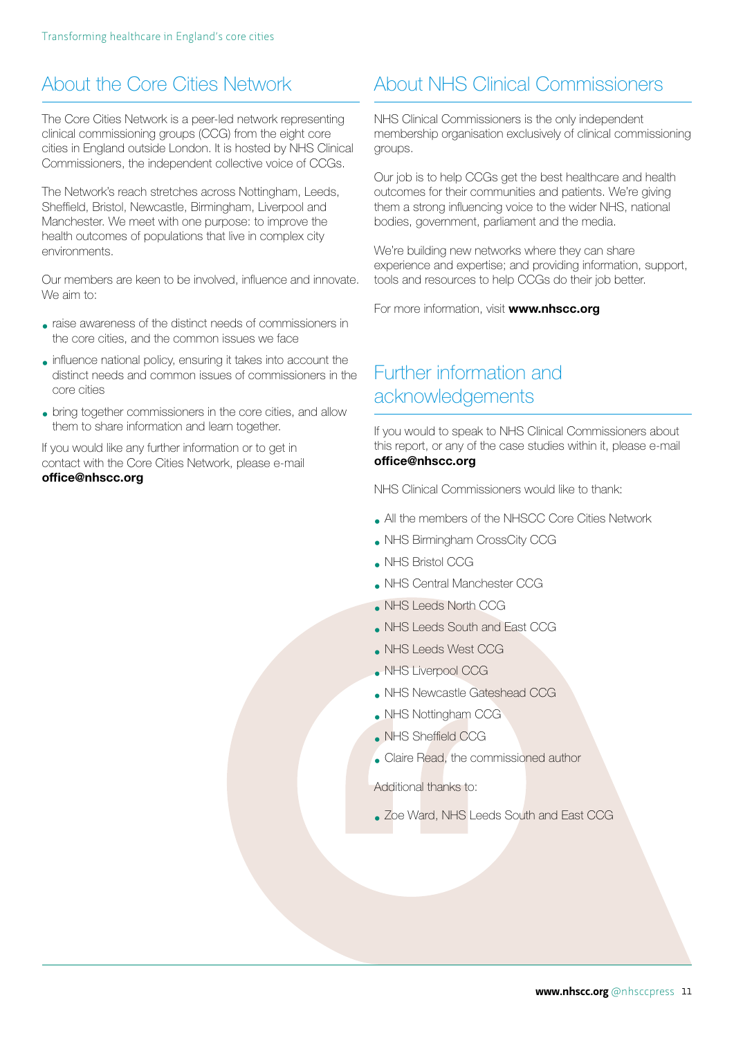## About the Core Cities Network

The Core Cities Network is a peer-led network representing clinical commissioning groups (CCG) from the eight core cities in England outside London. It is hosted by NHS Clinical Commissioners, the independent collective voice of CCGs.

The Network's reach stretches across Nottingham, Leeds, Sheffield, Bristol, Newcastle, Birmingham, Liverpool and Manchester. We meet with one purpose: to improve the health outcomes of populations that live in complex city environments.

Our members are keen to be involved, influence and innovate. We aim to:

- raise awareness of the distinct needs of commissioners in the core cities, and the common issues we face
- influence national policy, ensuring it takes into account the distinct needs and common issues of commissioners in the core cities
- bring together commissioners in the core cities, and allow them to share information and learn together.

If you would like any further information or to get in contact with the Core Cities Network, please e-mail **office@nhscc.org**

## About NHS Clinical Commissioners

NHS Clinical Commissioners is the only independent membership organisation exclusively of clinical commissioning groups.

Our job is to help CCGs get the best healthcare and health outcomes for their communities and patients. We're giving them a strong influencing voice to the wider NHS, national bodies, government, parliament and the media.

We're building new networks where they can share experience and expertise; and providing information, support, tools and resources to help CCGs do their job better.

For more information, visit **www.nhscc.org**

## Further information and acknowledgements

If you would to speak to NHS Clinical Commissioners about this report, or any of the case studies within it, please e-mail **office@nhscc.org**

NHS Clinical Commissioners would like to thank:

- All the members of the NHSCC Core Cities Network
- NHS Birmingham CrossCity CCG
- NHS Bristol CCG
- NHS Central Manchester CCG
- NHS Leeds North CCG
- NHS Leeds South and East CCG
- NHS Leeds West CCG
- NHS Liverpool CCG
- NHS Newcastle Gateshead CCG
- NHS Nottingham CCG
- NHS Sheffield CCG
- Claire Read, the commissioned author

Additional thanks to:

- Zoe Ward, NHS Leeds South and East CCG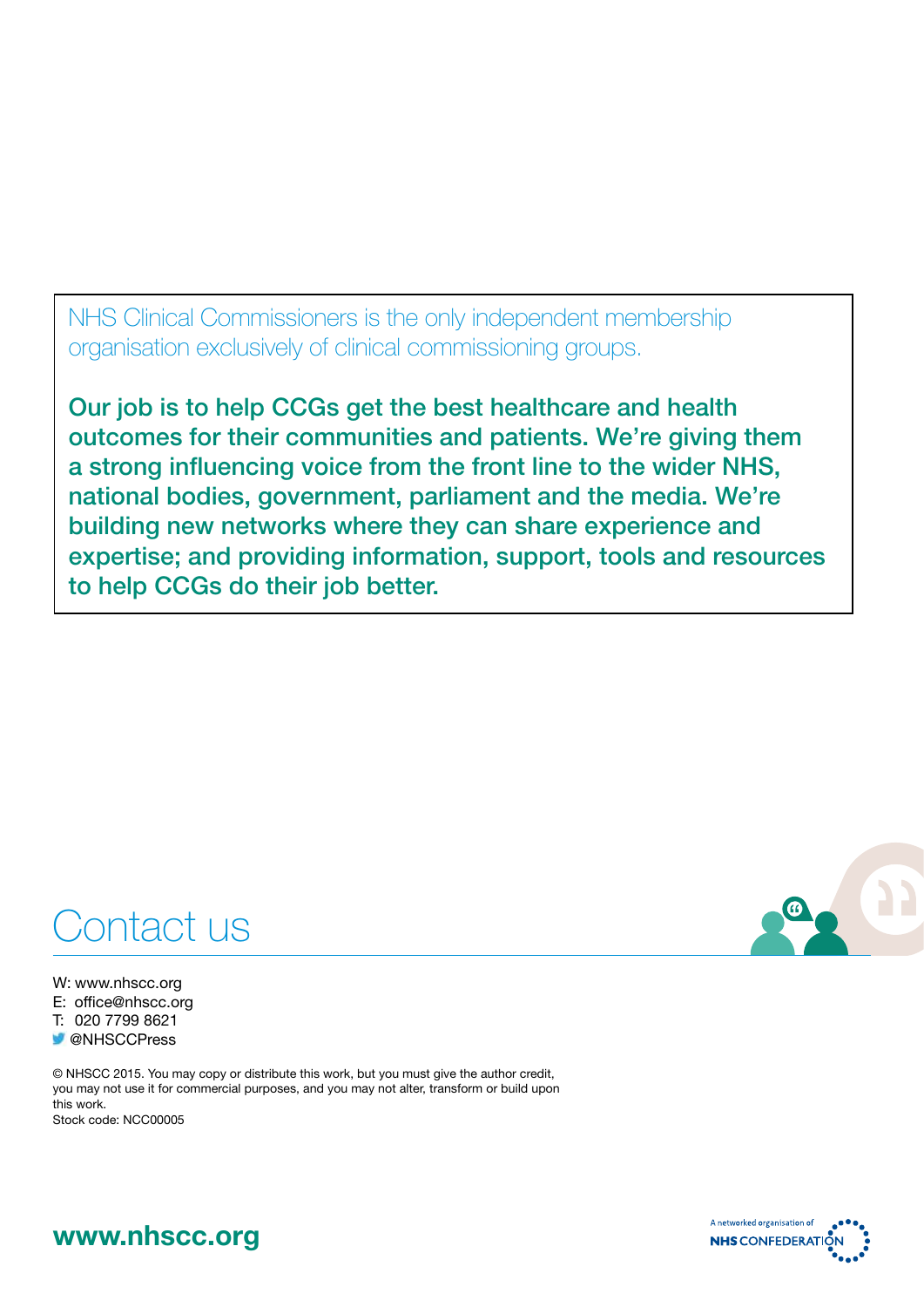NHS Clinical Commissioners is the only independent membership organisation exclusively of clinical commissioning groups.

**Our job is to help CCGs get the best healthcare and health outcomes for their communities and patients. We're giving them a strong influencing voice from the front line to the wider NHS, national bodies, government, parliament and the media. We're building new networks where they can share experience and expertise; and providing information, support, tools and resources to help CCGs do their job better.**

# Contact us

W: www.nhscc.org
E: office@nhscc.org
T: 020 7799 8621
@NHSCCPress

© NHSCC 2015. You may copy or distribute this work, but you must give the author credit, you may not use it for commercial purposes, and you may not alter, transform or build upon this work.
Stock code: NCC00005

**www.nhscc.org**

A networked organisation of NHS CONFEDERATION